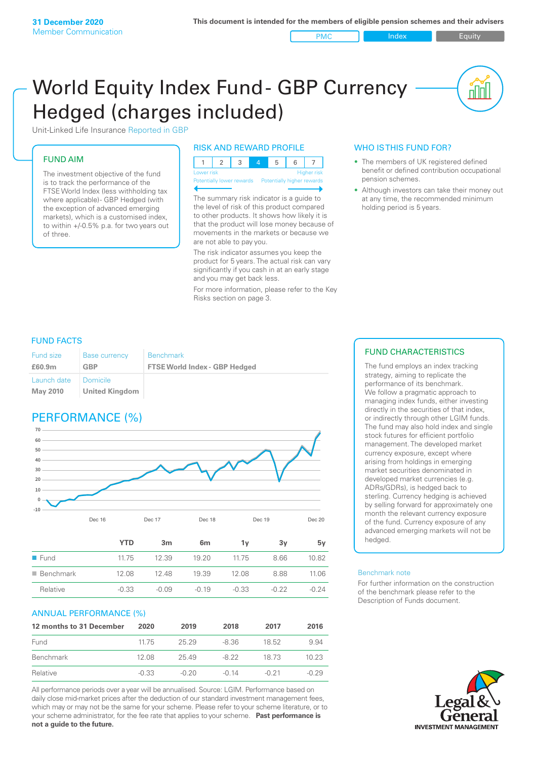**31 December 2020**
Member Communication

**This document is intended for the members of eligible pension schemes and their advisers**

PMC | Index | Equity

# World Equity Index Fund - GBP Currency Hedged (charges included)

Unit-Linked Life Insurance Reported in GBP

## FUND AIM

The investment objective of the fund is to track the performance of the FTSE World Index (less withholding tax where applicable)- GBP Hedged (with the exception of advanced emerging markets), which is a customised index, to within +/-0.5% p.a. for two years out of three.

## RISK AND REWARD PROFILE

| 1 | 2 | 3 | 4 | 5 | 6 | 7 |
|---|---|---|---|---|---|---|

Lower risk — Higher risk
Potentially lower rewards — Potentially higher rewards

The summary risk indicator is a guide to the level of risk of this product compared to other products. It shows how likely it is that the product will lose money because of movements in the markets or because we are not able to pay you.

The risk indicator assumes you keep the product for 5 years. The actual risk can vary significantly if you cash in at an early stage and you may get back less.

For more information, please refer to the Key Risks section on page 3.

## WHO IS THIS FUND FOR?

- The members of UK registered defined benefit or defined contribution occupational pension schemes.
- Although investors can take their money out at any time, the recommended minimum holding period is 5 years.

## FUND FACTS

| Fund size | Base currency | Benchmark |
|---|---|---|
| **£60.9m** | **GBP** | **FTSE World Index - GBP Hedged** |
| Launch date | Domicile | |
| **May 2010** | **United Kingdom** | |

## PERFORMANCE (%)

| | YTD | 3m | 6m | 1y | 3y | 5y |
|---|---|---|---|---|---|---|
| Fund | 11.75 | 12.39 | 19.20 | 11.75 | 8.66 | 10.82 |
| Benchmark | 12.08 | 12.48 | 19.39 | 12.08 | 8.88 | 11.06 |
| Relative | -0.33 | -0.09 | -0.19 | -0.33 | -0.22 | -0.24 |

## ANNUAL PERFORMANCE (%)

| 12 months to 31 December | 2020 | 2019 | 2018 | 2017 | 2016 |
|---|---|---|---|---|---|
| Fund | 11.75 | 25.29 | -8.36 | 18.52 | 9.94 |
| Benchmark | 12.08 | 25.49 | -8.22 | 18.73 | 10.23 |
| Relative | -0.33 | -0.20 | -0.14 | -0.21 | -0.29 |

All performance periods over a year will be annualised. Source: LGIM. Performance based on daily close mid-market prices after the deduction of our standard investment management fees, which may or may not be the same for your scheme. Please refer to your scheme literature, or to your scheme administrator, for the fee rate that applies to your scheme. **Past performance is not a guide to the future.**

## FUND CHARACTERISTICS

The fund employs an index tracking strategy, aiming to replicate the performance of its benchmark. We follow a pragmatic approach to managing index funds, either investing directly in the securities of that index, or indirectly through other LGIM funds. The fund may also hold index and single stock futures for efficient portfolio management. The developed market currency exposure, except where arising from holdings in emerging market securities denominated in developed market currencies (e.g. ADRs/GDRs), is hedged back to sterling. Currency hedging is achieved by selling forward for approximately one month the relevant currency exposure of the fund. Currency exposure of any advanced emerging markets will not be hedged.

Benchmark note

For further information on the construction of the benchmark please refer to the Description of Funds document.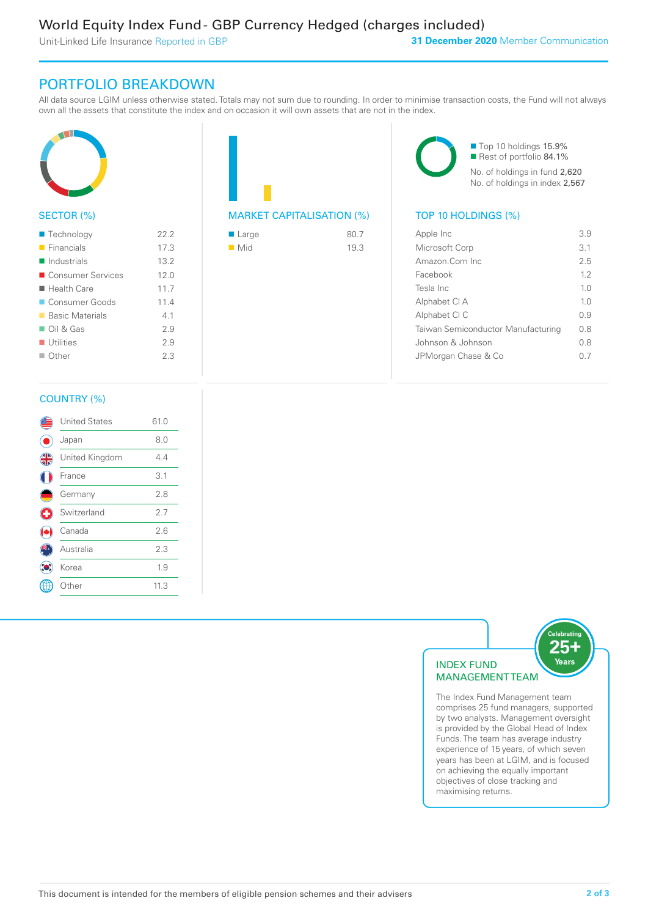World Equity Index Fund - GBP Currency Hedged (charges included)

Unit-Linked Life Insurance Reported in GBP

**31 December 2020** Member Communication

## PORTFOLIO BREAKDOWN

All data source LGIM unless otherwise stated. Totals may not sum due to rounding. In order to minimise transaction costs, the Fund will not always own all the assets that constitute the index and on occasion it will own assets that are not in the index.

### SECTOR (%)

| Sector | % |
|---|---|
| Technology | 22.2 |
| Financials | 17.3 |
| Industrials | 13.2 |
| Consumer Services | 12.0 |
| Health Care | 11.7 |
| Consumer Goods | 11.4 |
| Basic Materials | 4.1 |
| Oil & Gas | 2.9 |
| Utilities | 2.9 |
| Other | 2.3 |

### MARKET CAPITALISATION (%)

| Market Capitalisation | % |
|---|---|
| Large | 80.7 |
| Mid | 19.3 |

- Top 10 holdings 15.9%
- Rest of portfolio 84.1%

No. of holdings in fund 2,620

No. of holdings in index 2,567

### TOP 10 HOLDINGS (%)

| Holding | % |
|---|---|
| Apple Inc | 3.9 |
| Microsoft Corp | 3.1 |
| Amazon.Com Inc | 2.5 |
| Facebook | 1.2 |
| Tesla Inc | 1.0 |
| Alphabet Cl A | 1.0 |
| Alphabet Cl C | 0.9 |
| Taiwan Semiconductor Manufacturing | 0.8 |
| Johnson & Johnson | 0.8 |
| JPMorgan Chase & Co | 0.7 |

### COUNTRY (%)

| Country | % |
|---|---|
| United States | 61.0 |
| Japan | 8.0 |
| United Kingdom | 4.4 |
| France | 3.1 |
| Germany | 2.8 |
| Switzerland | 2.7 |
| Canada | 2.6 |
| Australia | 2.3 |
| Korea | 1.9 |
| Other | 11.3 |

### INDEX FUND MANAGEMENT TEAM

Celebrating 25+ Years

The Index Fund Management team comprises 25 fund managers, supported by two analysts. Management oversight is provided by the Global Head of Index Funds. The team has average industry experience of 15 years, of which seven years has been at LGIM, and is focused on achieving the equally important objectives of close tracking and maximising returns.

This document is intended for the members of eligible pension schemes and their advisers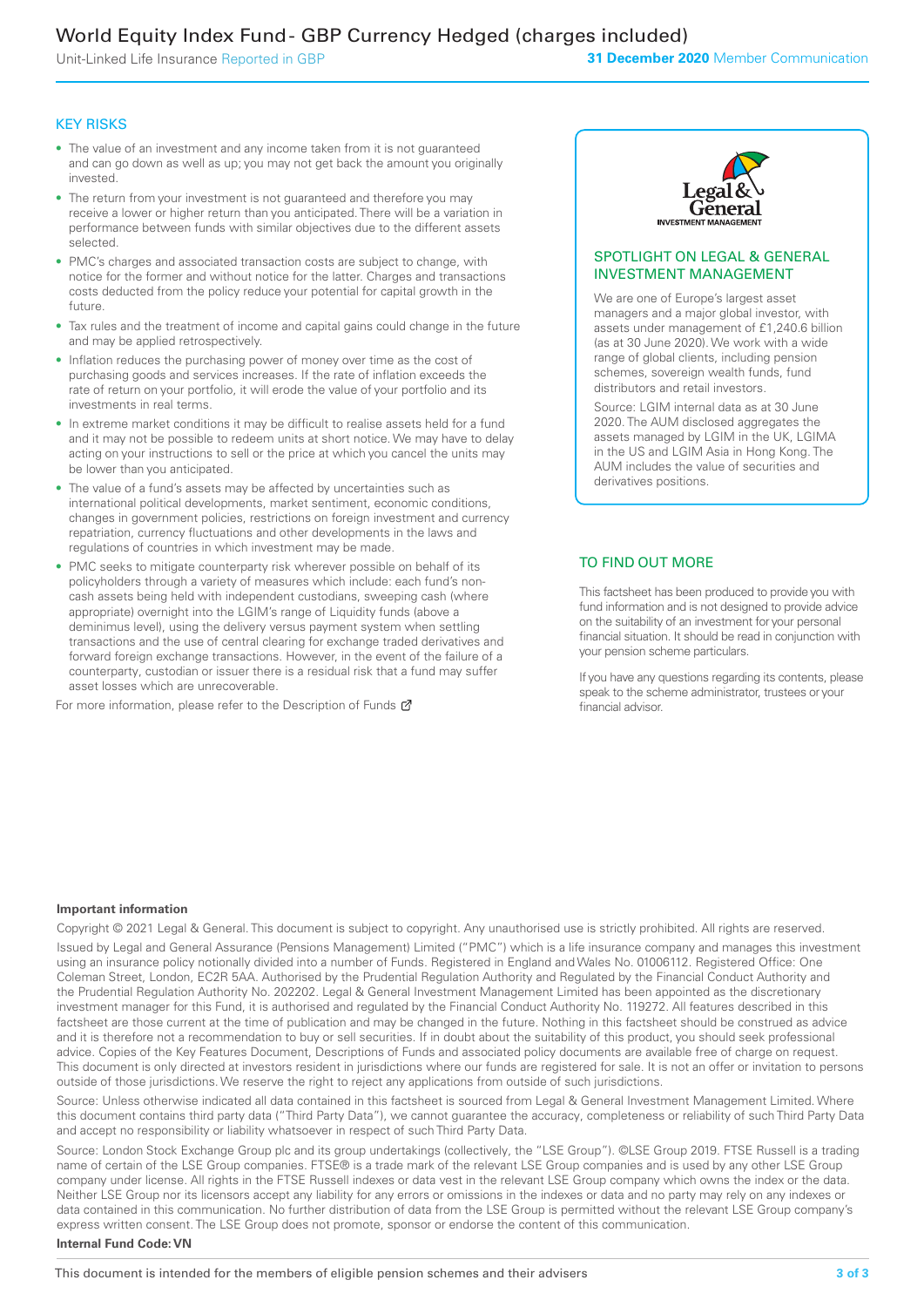## KEY RISKS

- The value of an investment and any income taken from it is not guaranteed and can go down as well as up; you may not get back the amount you originally invested.
- The return from your investment is not guaranteed and therefore you may receive a lower or higher return than you anticipated. There will be a variation in performance between funds with similar objectives due to the different assets selected.
- PMC's charges and associated transaction costs are subject to change, with notice for the former and without notice for the latter. Charges and transactions costs deducted from the policy reduce your potential for capital growth in the future.
- Tax rules and the treatment of income and capital gains could change in the future and may be applied retrospectively.
- Inflation reduces the purchasing power of money over time as the cost of purchasing goods and services increases. If the rate of inflation exceeds the rate of return on your portfolio, it will erode the value of your portfolio and its investments in real terms.
- In extreme market conditions it may be difficult to realise assets held for a fund and it may not be possible to redeem units at short notice. We may have to delay acting on your instructions to sell or the price at which you cancel the units may be lower than you anticipated.
- The value of a fund's assets may be affected by uncertainties such as international political developments, market sentiment, economic conditions, changes in government policies, restrictions on foreign investment and currency repatriation, currency fluctuations and other developments in the laws and regulations of countries in which investment may be made.
- PMC seeks to mitigate counterparty risk wherever possible on behalf of its policyholders through a variety of measures which include: each fund's non-cash assets being held with independent custodians, sweeping cash (where appropriate) overnight into the LGIM's range of Liquidity funds (above a deminimus level), using the delivery versus payment system when settling transactions and the use of central clearing for exchange traded derivatives and forward foreign exchange transactions. However, in the event of the failure of a counterparty, custodian or issuer there is a residual risk that a fund may suffer asset losses which are unrecoverable.

For more information, please refer to the Description of Funds

## SPOTLIGHT ON LEGAL & GENERAL INVESTMENT MANAGEMENT

We are one of Europe's largest asset managers and a major global investor, with assets under management of £1,240.6 billion (as at 30 June 2020). We work with a wide range of global clients, including pension schemes, sovereign wealth funds, fund distributors and retail investors.

Source: LGIM internal data as at 30 June 2020. The AUM disclosed aggregates the assets managed by LGIM in the UK, LGIMA in the US and LGIM Asia in Hong Kong. The AUM includes the value of securities and derivatives positions.

## TO FIND OUT MORE

This factsheet has been produced to provide you with fund information and is not designed to provide advice on the suitability of an investment for your personal financial situation. It should be read in conjunction with your pension scheme particulars.

If you have any questions regarding its contents, please speak to the scheme administrator, trustees or your financial advisor.

**Important information**

Copyright © 2021 Legal & General. This document is subject to copyright. Any unauthorised use is strictly prohibited. All rights are reserved.

Issued by Legal and General Assurance (Pensions Management) Limited ("PMC") which is a life insurance company and manages this investment using an insurance policy notionally divided into a number of Funds. Registered in England and Wales No. 01006112. Registered Office: One Coleman Street, London, EC2R 5AA. Authorised by the Prudential Regulation Authority and Regulated by the Financial Conduct Authority and the Prudential Regulation Authority No. 202202. Legal & General Investment Management Limited has been appointed as the discretionary investment manager for this Fund, it is authorised and regulated by the Financial Conduct Authority No. 119272. All features described in this factsheet are those current at the time of publication and may be changed in the future. Nothing in this factsheet should be construed as advice and it is therefore not a recommendation to buy or sell securities. If in doubt about the suitability of this product, you should seek professional advice. Copies of the Key Features Document, Descriptions of Funds and associated policy documents are available free of charge on request. This document is only directed at investors resident in jurisdictions where our funds are registered for sale. It is not an offer or invitation to persons outside of those jurisdictions. We reserve the right to reject any applications from outside of such jurisdictions.

Source: Unless otherwise indicated all data contained in this factsheet is sourced from Legal & General Investment Management Limited. Where this document contains third party data ("Third Party Data"), we cannot guarantee the accuracy, completeness or reliability of such Third Party Data and accept no responsibility or liability whatsoever in respect of such Third Party Data.

Source: London Stock Exchange Group plc and its group undertakings (collectively, the "LSE Group"). ©LSE Group 2019. FTSE Russell is a trading name of certain of the LSE Group companies. FTSE® is a trade mark of the relevant LSE Group companies and is used by any other LSE Group company under license. All rights in the FTSE Russell indexes or data vest in the relevant LSE Group company which owns the index or the data. Neither LSE Group nor its licensors accept any liability for any errors or omissions in the indexes or data and no party may rely on any indexes or data contained in this communication. No further distribution of data from the LSE Group is permitted without the relevant LSE Group company's express written consent. The LSE Group does not promote, sponsor or endorse the content of this communication.

**Internal Fund Code: VN**